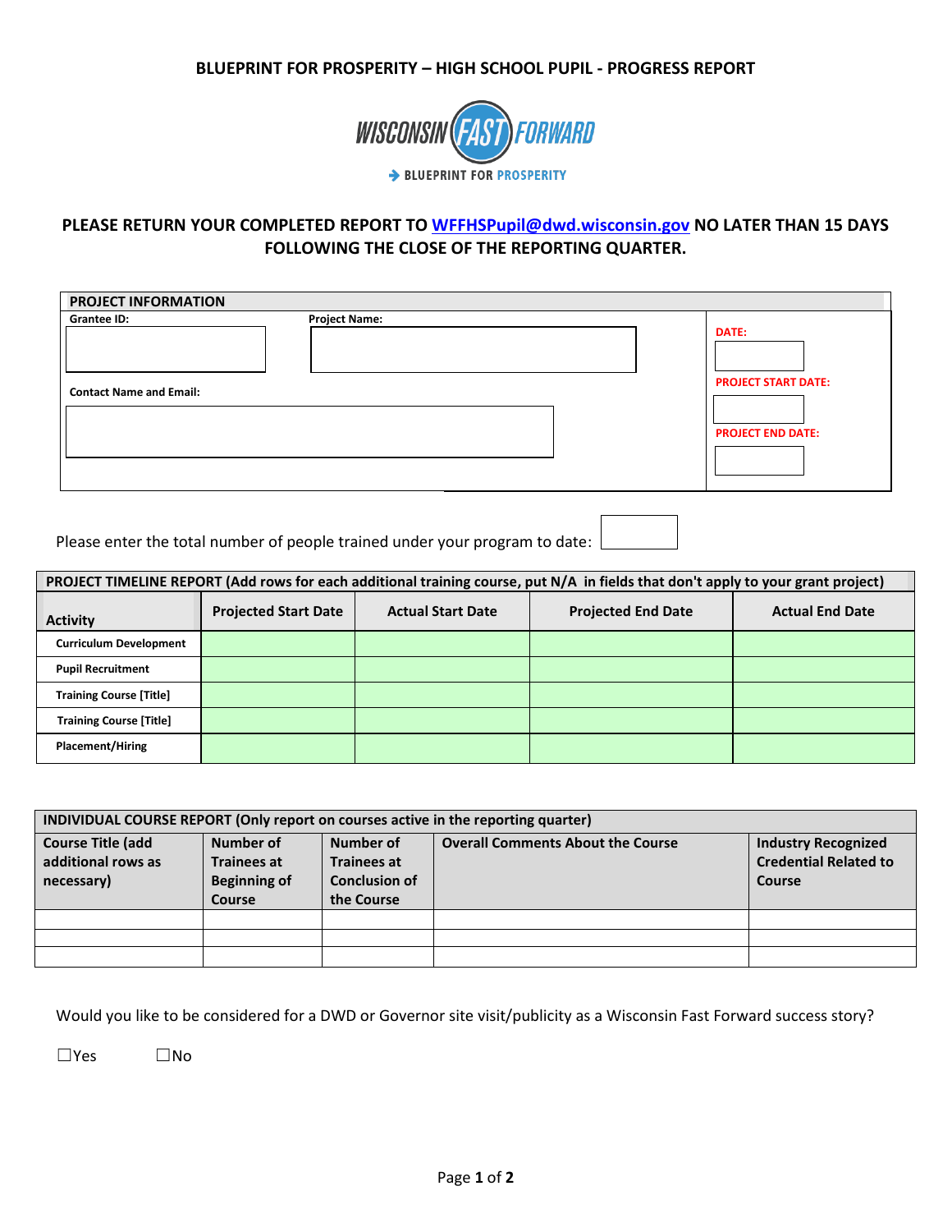# BLUEPRINT FOR PROSPERITY – HIGH SCHOOL PUPIL - PROGRESS REPORT

WISCONSIN FAST FORWARD

BLUEPRINT FOR PROSPERITY

**PLEASE RETURN YOUR COMPLETED REPORT TO WFFHSPupil@dwd.wisconsin.gov NO LATER THAN 15 DAYS FOLLOWING THE CLOSE OF THE REPORTING QUARTER.**

| PROJECT INFORMATION | | |
|---|---|---|
| **Grantee ID:** | **Project Name:** | **DATE:** |
| **Contact Name and Email:** | | **PROJECT START DATE:** |
| | | **PROJECT END DATE:** |

Please enter the total number of people trained under your program to date:

| PROJECT TIMELINE REPORT (Add rows for each additional training course, put N/A in fields that don't apply to your grant project) | | | | |
|---|---|---|---|---|
| **Activity** | **Projected Start Date** | **Actual Start Date** | **Projected End Date** | **Actual End Date** |
| Curriculum Development | | | | |
| Pupil Recruitment | | | | |
| Training Course [Title] | | | | |
| Training Course [Title] | | | | |
| Placement/Hiring | | | | |

| INDIVIDUAL COURSE REPORT (Only report on courses active in the reporting quarter) | | | | |
|---|---|---|---|---|
| **Course Title (add additional rows as necessary)** | **Number of Trainees at Beginning of Course** | **Number of Trainees at Conclusion of the Course** | **Overall Comments About the Course** | **Industry Recognized Credential Related to Course** |
| | | | | |
| | | | | |
| | | | | |

Would you like to be considered for a DWD or Governor site visit/publicity as a Wisconsin Fast Forward success story?

☐Yes ☐No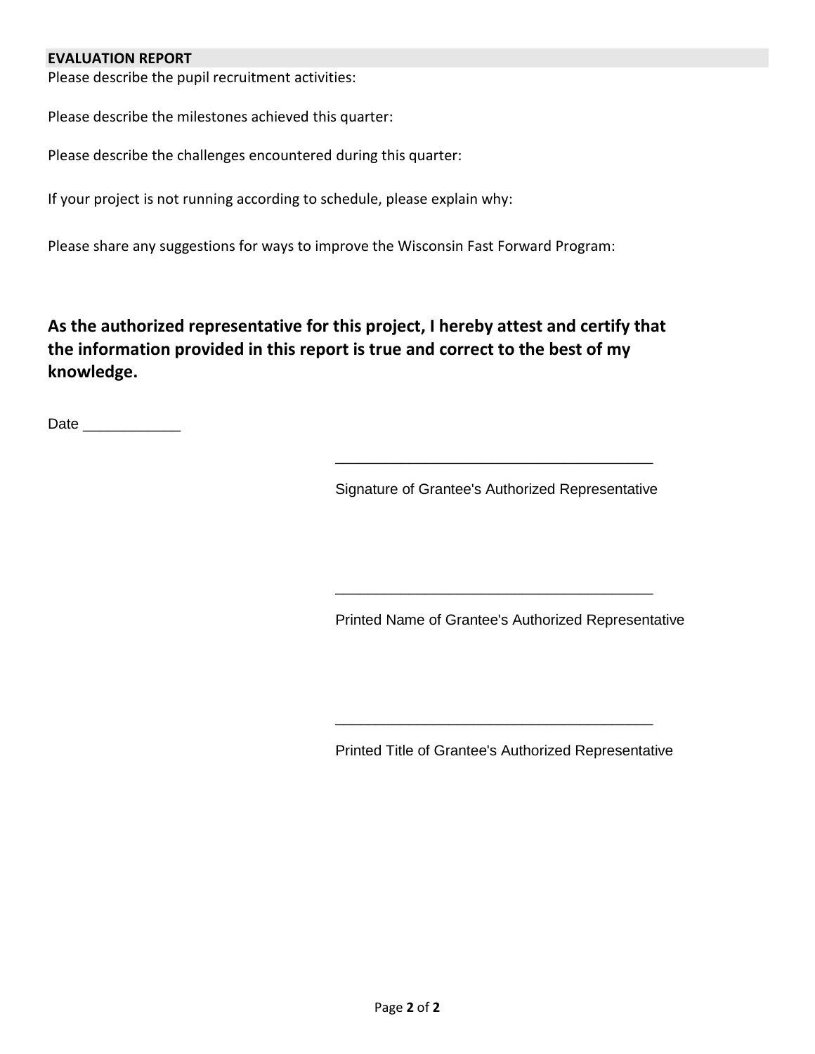## EVALUATION REPORT

Please describe the pupil recruitment activities:

Please describe the milestones achieved this quarter:

Please describe the challenges encountered during this quarter:

If your project is not running according to schedule, please explain why:

Please share any suggestions for ways to improve the Wisconsin Fast Forward Program:

**As the authorized representative for this project, I hereby attest and certify that the information provided in this report is true and correct to the best of my knowledge.**

Date ____________

_______________________________________

Signature of Grantee's Authorized Representative

_______________________________________

Printed Name of Grantee's Authorized Representative

_______________________________________

Printed Title of Grantee's Authorized Representative